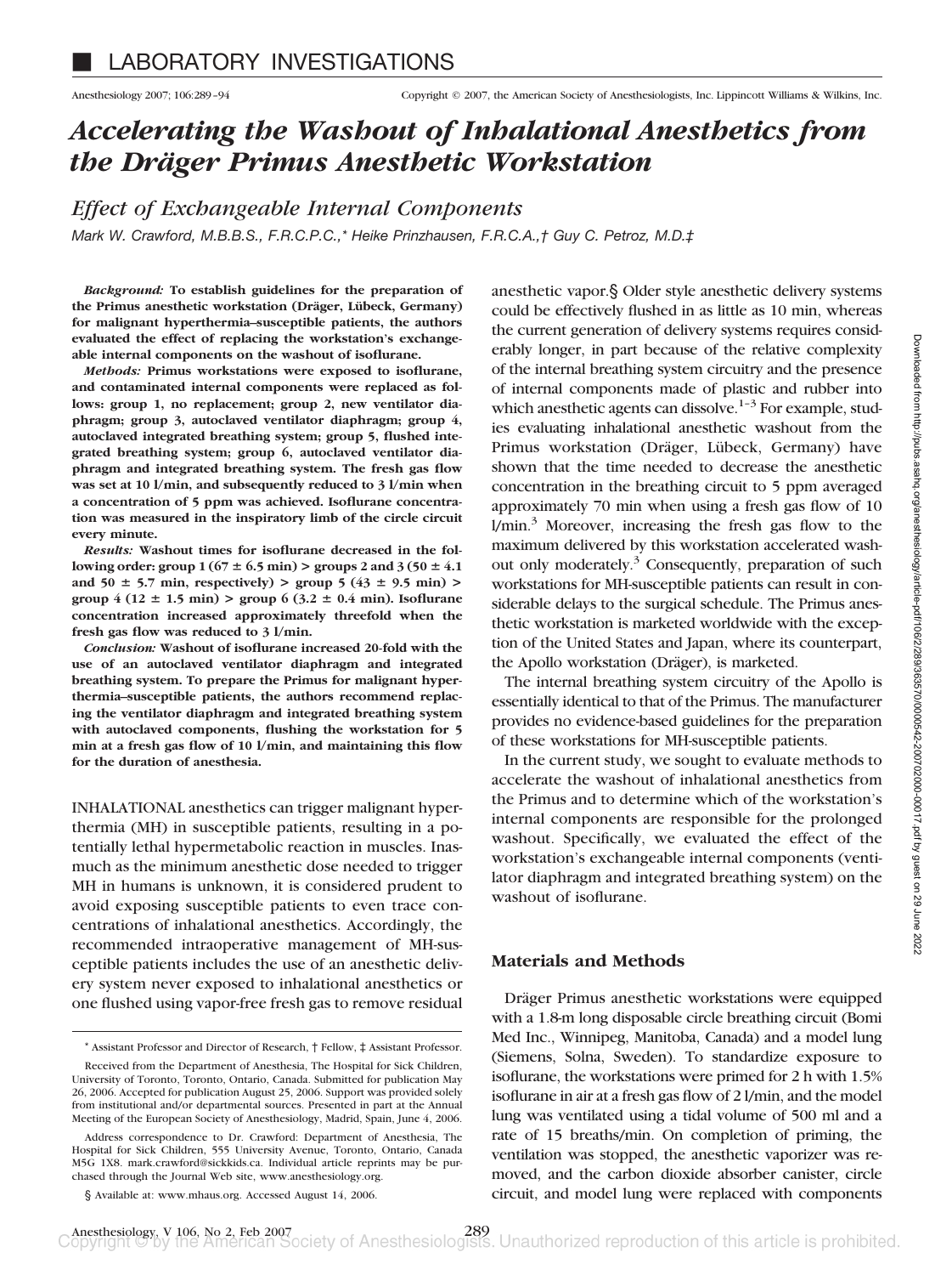■ LABORATORY INVESTIGATIONS

# *Accelerating the Washout of Inhalational Anesthetics from the Dräger Primus Anesthetic Workstation*

## *Effect of Exchangeable Internal Components*

*Mark W. Crawford, M.B.B.S., F.R.C.P.C.,\* Heike Prinzhausen, F.R.C.A.,† Guy C. Petroz, M.D.‡*

***Background:*** **To establish guidelines for the preparation of the Primus anesthetic workstation (Dräger, Lübeck, Germany) for malignant hyperthermia–susceptible patients, the authors evaluated the effect of replacing the workstation's exchangeable internal components on the washout of isoflurane.**

***Methods:*** **Primus workstations were exposed to isoflurane, and contaminated internal components were replaced as follows: group 1, no replacement; group 2, new ventilator diaphragm; group 3, autoclaved ventilator diaphragm; group 4, autoclaved integrated breathing system; group 5, flushed integrated breathing system; group 6, autoclaved ventilator diaphragm and integrated breathing system. The fresh gas flow was set at 10 l/min, and subsequently reduced to 3 l/min when a concentration of 5 ppm was achieved. Isoflurane concentration was measured in the inspiratory limb of the circle circuit every minute.**

***Results:*** **Washout times for isoflurane decreased in the following order: group 1 (67 ± 6.5 min) > groups 2 and 3 (50 ± 4.1 and 50 ± 5.7 min, respectively) > group 5 (43 ± 9.5 min) > group 4 (12 ± 1.5 min) > group 6 (3.2 ± 0.4 min). Isoflurane concentration increased approximately threefold when the fresh gas flow was reduced to 3 l/min.**

***Conclusion:*** **Washout of isoflurane increased 20-fold with the use of an autoclaved ventilator diaphragm and integrated breathing system. To prepare the Primus for malignant hyperthermia–susceptible patients, the authors recommend replacing the ventilator diaphragm and integrated breathing system with autoclaved components, flushing the workstation for 5 min at a fresh gas flow of 10 l/min, and maintaining this flow for the duration of anesthesia.**

INHALATIONAL anesthetics can trigger malignant hyperthermia (MH) in susceptible patients, resulting in a potentially lethal hypermetabolic reaction in muscles. Inasmuch as the minimum anesthetic dose needed to trigger MH in humans is unknown, it is considered prudent to avoid exposing susceptible patients to even trace concentrations of inhalational anesthetics. Accordingly, the recommended intraoperative management of MH-susceptible patients includes the use of an anesthetic delivery system never exposed to inhalational anesthetics or one flushed using vapor-free fresh gas to remove residual anesthetic vapor.§ Older style anesthetic delivery systems could be effectively flushed in as little as 10 min, whereas the current generation of delivery systems requires considerably longer, in part because of the relative complexity of the internal breathing system circuitry and the presence of internal components made of plastic and rubber into which anesthetic agents can dissolve.[1–3] For example, studies evaluating inhalational anesthetic washout from the Primus workstation (Dräger, Lübeck, Germany) have shown that the time needed to decrease the anesthetic concentration in the breathing circuit to 5 ppm averaged approximately 70 min when using a fresh gas flow of 10 l/min.[3] Moreover, increasing the fresh gas flow to the maximum delivered by this workstation accelerated washout only moderately.[3] Consequently, preparation of such workstations for MH-susceptible patients can result in considerable delays to the surgical schedule. The Primus anesthetic workstation is marketed worldwide with the exception of the United States and Japan, where its counterpart, the Apollo workstation (Dräger), is marketed.

The internal breathing system circuitry of the Apollo is essentially identical to that of the Primus. The manufacturer provides no evidence-based guidelines for the preparation of these workstations for MH-susceptible patients.

In the current study, we sought to evaluate methods to accelerate the washout of inhalational anesthetics from the Primus and to determine which of the workstation's internal components are responsible for the prolonged washout. Specifically, we evaluated the effect of the workstation's exchangeable internal components (ventilator diaphragm and integrated breathing system) on the washout of isoflurane.

## Materials and Methods

Dräger Primus anesthetic workstations were equipped with a 1.8-m long disposable circle breathing circuit (Bomi Med Inc., Winnipeg, Manitoba, Canada) and a model lung (Siemens, Solna, Sweden). To standardize exposure to isoflurane, the workstations were primed for 2 h with 1.5% isoflurane in air at a fresh gas flow of 2 l/min, and the model lung was ventilated using a tidal volume of 500 ml and a rate of 15 breaths/min. On completion of priming, the ventilation was stopped, the anesthetic vaporizer was removed, and the carbon dioxide absorber canister, circle circuit, and model lung were replaced with components

---

\* Assistant Professor and Director of Research, † Fellow, ‡ Assistant Professor.

Received from the Department of Anesthesia, The Hospital for Sick Children, University of Toronto, Toronto, Ontario, Canada. Submitted for publication May 26, 2006. Accepted for publication August 25, 2006. Support was provided solely from institutional and/or departmental sources. Presented in part at the Annual Meeting of the European Society of Anesthesiology, Madrid, Spain, June 4, 2006.

Address correspondence to Dr. Crawford: Department of Anesthesia, The Hospital for Sick Children, 555 University Avenue, Toronto, Ontario, Canada M5G 1X8. mark.crawford@sickkids.ca. Individual article reprints may be purchased through the Journal Web site, www.anesthesiology.org.

§ Available at: www.mhaus.org. Accessed August 14, 2006.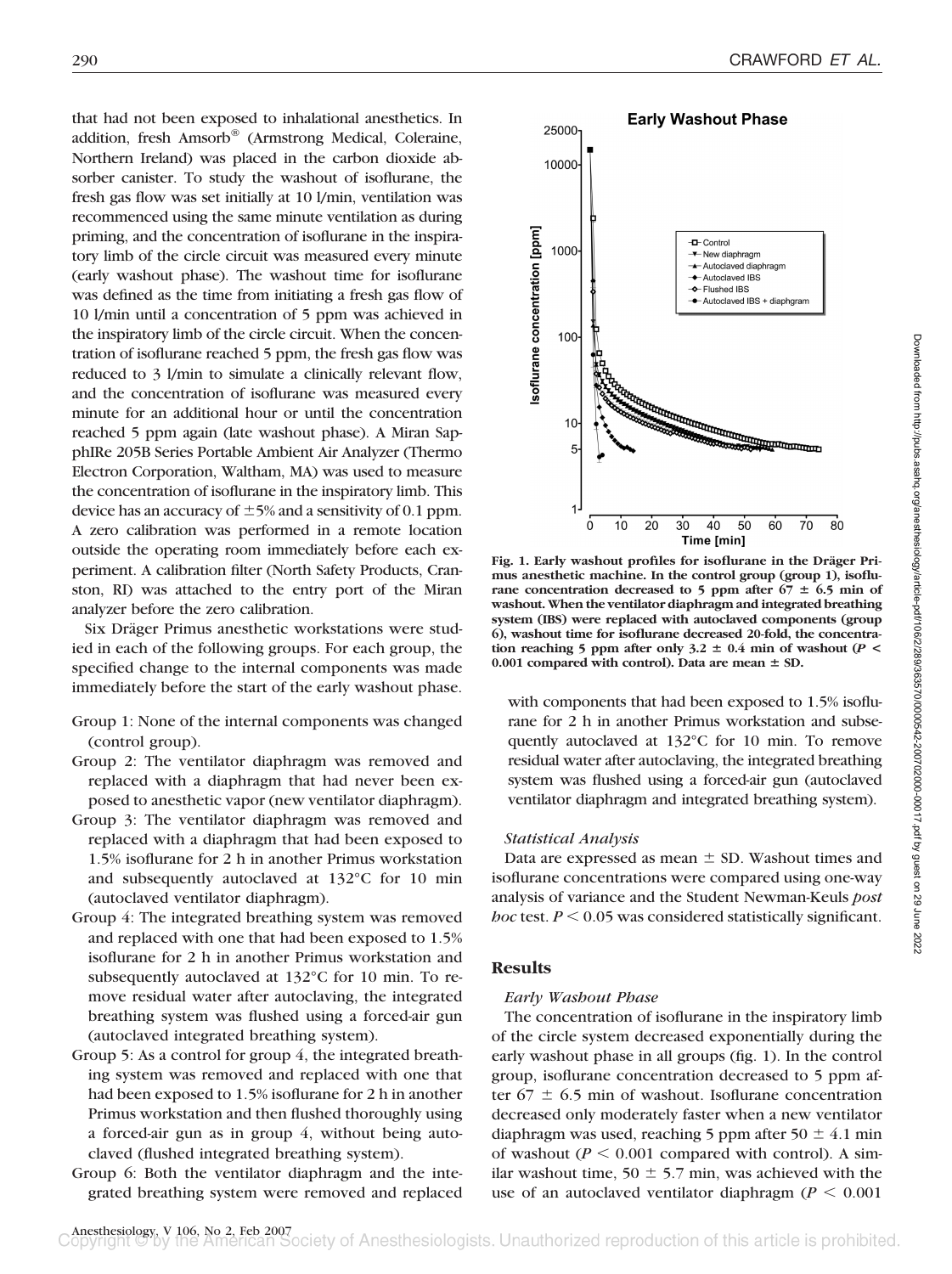that had not been exposed to inhalational anesthetics. In addition, fresh Amsorb® (Armstrong Medical, Coleraine, Northern Ireland) was placed in the carbon dioxide absorber canister. To study the washout of isoflurane, the fresh gas flow was set initially at 10 l/min, ventilation was recommenced using the same minute ventilation as during priming, and the concentration of isoflurane in the inspiratory limb of the circle circuit was measured every minute (early washout phase). The washout time for isoflurane was defined as the time from initiating a fresh gas flow of 10 l/min until a concentration of 5 ppm was achieved in the inspiratory limb of the circle circuit. When the concentration of isoflurane reached 5 ppm, the fresh gas flow was reduced to 3 l/min to simulate a clinically relevant flow, and the concentration of isoflurane was measured every minute for an additional hour or until the concentration reached 5 ppm again (late washout phase). A Miran SapphIRe 205B Series Portable Ambient Air Analyzer (Thermo Electron Corporation, Waltham, MA) was used to measure the concentration of isoflurane in the inspiratory limb. This device has an accuracy of ±5% and a sensitivity of 0.1 ppm. A zero calibration was performed in a remote location outside the operating room immediately before each experiment. A calibration filter (North Safety Products, Cranston, RI) was attached to the entry port of the Miran analyzer before the zero calibration.

Six Dräger Primus anesthetic workstations were studied in each of the following groups. For each group, the specified change to the internal components was made immediately before the start of the early washout phase.

- Group 1: None of the internal components was changed (control group).
- Group 2: The ventilator diaphragm was removed and replaced with a diaphragm that had never been exposed to anesthetic vapor (new ventilator diaphragm).
- Group 3: The ventilator diaphragm was removed and replaced with a diaphragm that had been exposed to 1.5% isoflurane for 2 h in another Primus workstation and subsequently autoclaved at 132°C for 10 min (autoclaved ventilator diaphragm).
- Group 4: The integrated breathing system was removed and replaced with one that had been exposed to 1.5% isoflurane for 2 h in another Primus workstation and subsequently autoclaved at 132°C for 10 min. To remove residual water after autoclaving, the integrated breathing system was flushed using a forced-air gun (autoclaved integrated breathing system).
- Group 5: As a control for group 4, the integrated breathing system was removed and replaced with one that had been exposed to 1.5% isoflurane for 2 h in another Primus workstation and then flushed thoroughly using a forced-air gun as in group 4, without being autoclaved (flushed integrated breathing system).
- Group 6: Both the ventilator diaphragm and the integrated breathing system were removed and replaced with components that had been exposed to 1.5% isoflurane for 2 h in another Primus workstation and subsequently autoclaved at 132°C for 10 min. To remove residual water after autoclaving, the integrated breathing system was flushed using a forced-air gun (autoclaved ventilator diaphragm and integrated breathing system).

**Fig. 1. Early washout profiles for isoflurane in the Dräger Primus anesthetic machine. In the control group (group 1), isoflurane concentration decreased to 5 ppm after 67 ± 6.5 min of washout. When the ventilator diaphragm and integrated breathing system (IBS) were replaced with autoclaved components (group 6), washout time for isoflurane decreased 20-fold, the concentration reaching 5 ppm after only 3.2 ± 0.4 min of washout ($P < 0.001$ compared with control). Data are mean ± SD.**

### *Statistical Analysis*

Data are expressed as mean ± SD. Washout times and isoflurane concentrations were compared using one-way analysis of variance and the Student Newman-Keuls *post hoc* test. $P < 0.05$ was considered statistically significant.

## Results

### *Early Washout Phase*

The concentration of isoflurane in the inspiratory limb of the circle system decreased exponentially during the early washout phase in all groups (fig. 1). In the control group, isoflurane concentration decreased to 5 ppm after 67 ± 6.5 min of washout. Isoflurane concentration decreased only moderately faster when a new ventilator diaphragm was used, reaching 5 ppm after 50 ± 4.1 min of washout ($P < 0.001$ compared with control). A similar washout time, 50 ± 5.7 min, was achieved with the use of an autoclaved ventilator diaphragm ($P < 0.001$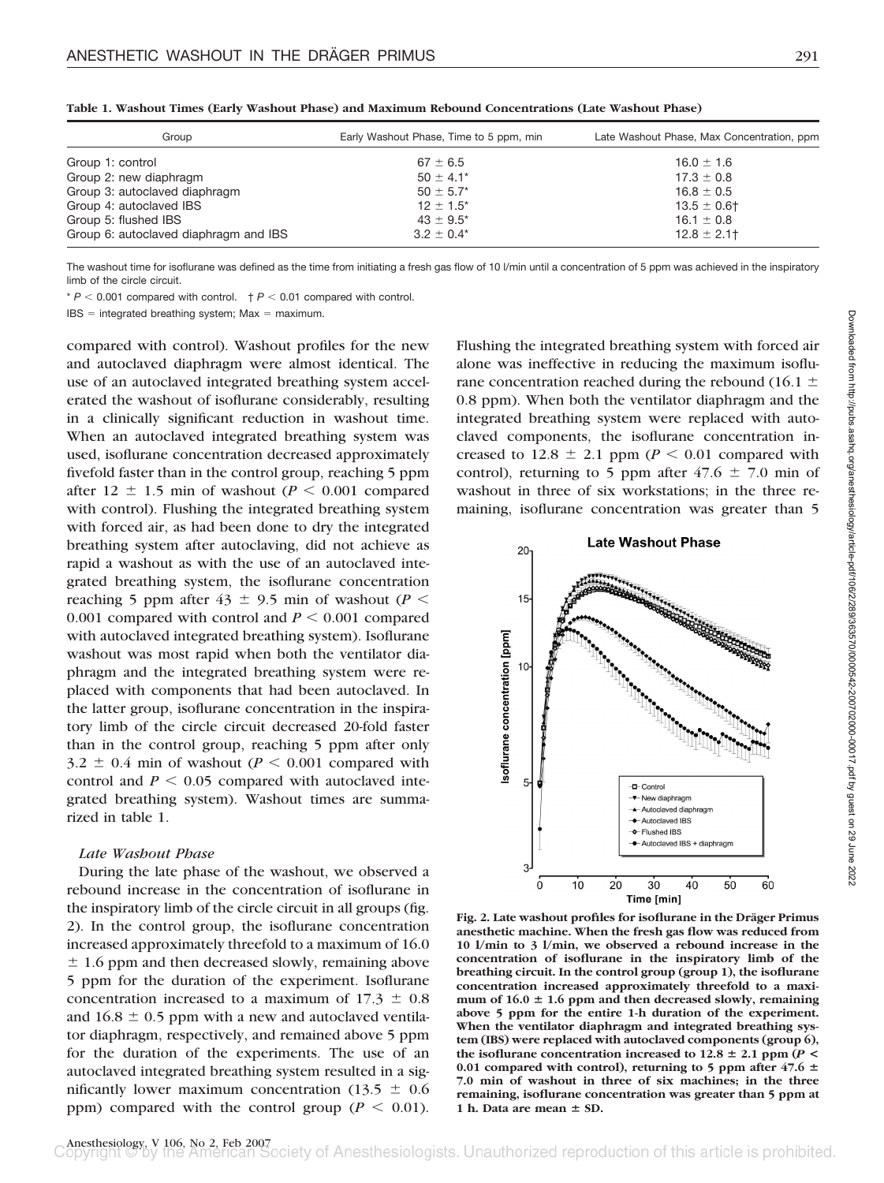**Table 1. Washout Times (Early Washout Phase) and Maximum Rebound Concentrations (Late Washout Phase)**

| Group | Early Washout Phase, Time to 5 ppm, min | Late Washout Phase, Max Concentration, ppm |
|---|---|---|
| Group 1: control | 67 ± 6.5 | 16.0 ± 1.6 |
| Group 2: new diaphragm | 50 ± 4.1* | 17.3 ± 0.8 |
| Group 3: autoclaved diaphragm | 50 ± 5.7* | 16.8 ± 0.5 |
| Group 4: autoclaved IBS | 12 ± 1.5* | 13.5 ± 0.6† |
| Group 5: flushed IBS | 43 ± 9.5* | 16.1 ± 0.8 |
| Group 6: autoclaved diaphragm and IBS | 3.2 ± 0.4* | 12.8 ± 2.1† |

The washout time for isoflurane was defined as the time from initiating a fresh gas flow of 10 l/min until a concentration of 5 ppm was achieved in the inspiratory limb of the circle circuit.

* $P < 0.001$ compared with control. † $P < 0.01$ compared with control.

IBS = integrated breathing system; Max = maximum.

compared with control). Washout profiles for the new and autoclaved diaphragm were almost identical. The use of an autoclaved integrated breathing system accelerated the washout of isoflurane considerably, resulting in a clinically significant reduction in washout time. When an autoclaved integrated breathing system was used, isoflurane concentration decreased approximately fivefold faster than in the control group, reaching 5 ppm after 12 ± 1.5 min of washout ($P < 0.001$ compared with control). Flushing the integrated breathing system with forced air, as had been done to dry the integrated breathing system after autoclaving, did not achieve as rapid a washout as with the use of an autoclaved integrated breathing system, the isoflurane concentration reaching 5 ppm after 43 ± 9.5 min of washout ($P < 0.001$ compared with control and $P < 0.001$ compared with autoclaved integrated breathing system). Isoflurane washout was most rapid when both the ventilator diaphragm and the integrated breathing system were replaced with components that had been autoclaved. In the latter group, isoflurane concentration in the inspiratory limb of the circle circuit decreased 20-fold faster than in the control group, reaching 5 ppm after only 3.2 ± 0.4 min of washout ($P < 0.001$ compared with control and $P < 0.05$ compared with autoclaved integrated breathing system). Washout times are summarized in table 1.

### *Late Washout Phase*

During the late phase of the washout, we observed a rebound increase in the concentration of isoflurane in the inspiratory limb of the circle circuit in all groups (fig. 2). In the control group, the isoflurane concentration increased approximately threefold to a maximum of 16.0 ± 1.6 ppm and then decreased slowly, remaining above 5 ppm for the duration of the experiment. Isoflurane concentration increased to a maximum of 17.3 ± 0.8 and 16.8 ± 0.5 ppm with a new and autoclaved ventilator diaphragm, respectively, and remained above 5 ppm for the duration of the experiments. The use of an autoclaved integrated breathing system resulted in a significantly lower maximum concentration (13.5 ± 0.6 ppm) compared with the control group ($P < 0.01$). Flushing the integrated breathing system with forced air alone was ineffective in reducing the maximum isoflurane concentration reached during the rebound (16.1 ± 0.8 ppm). When both the ventilator diaphragm and the integrated breathing system were replaced with autoclaved components, the isoflurane concentration increased to 12.8 ± 2.1 ppm ($P < 0.01$ compared with control), returning to 5 ppm after 47.6 ± 7.0 min of washout in three of six workstations; in the three remaining, isoflurane concentration was greater than 5

**Fig. 2. Late washout profiles for isoflurane in the Dräger Primus anesthetic machine. When the fresh gas flow was reduced from 10 l/min to 3 l/min, we observed a rebound increase in the concentration of isoflurane in the inspiratory limb of the breathing circuit. In the control group (group 1), the isoflurane concentration increased approximately threefold to a maximum of 16.0 ± 1.6 ppm and then decreased slowly, remaining above 5 ppm for the entire 1-h duration of the experiment. When the ventilator diaphragm and integrated breathing system (IBS) were replaced with autoclaved components (group 6), the isoflurane concentration increased to 12.8 ± 2.1 ppm ($P <$ 0.01 compared with control), returning to 5 ppm after 47.6 ± 7.0 min of washout in three of six machines; in the three remaining, isoflurane concentration was greater than 5 ppm at 1 h. Data are mean ± SD.**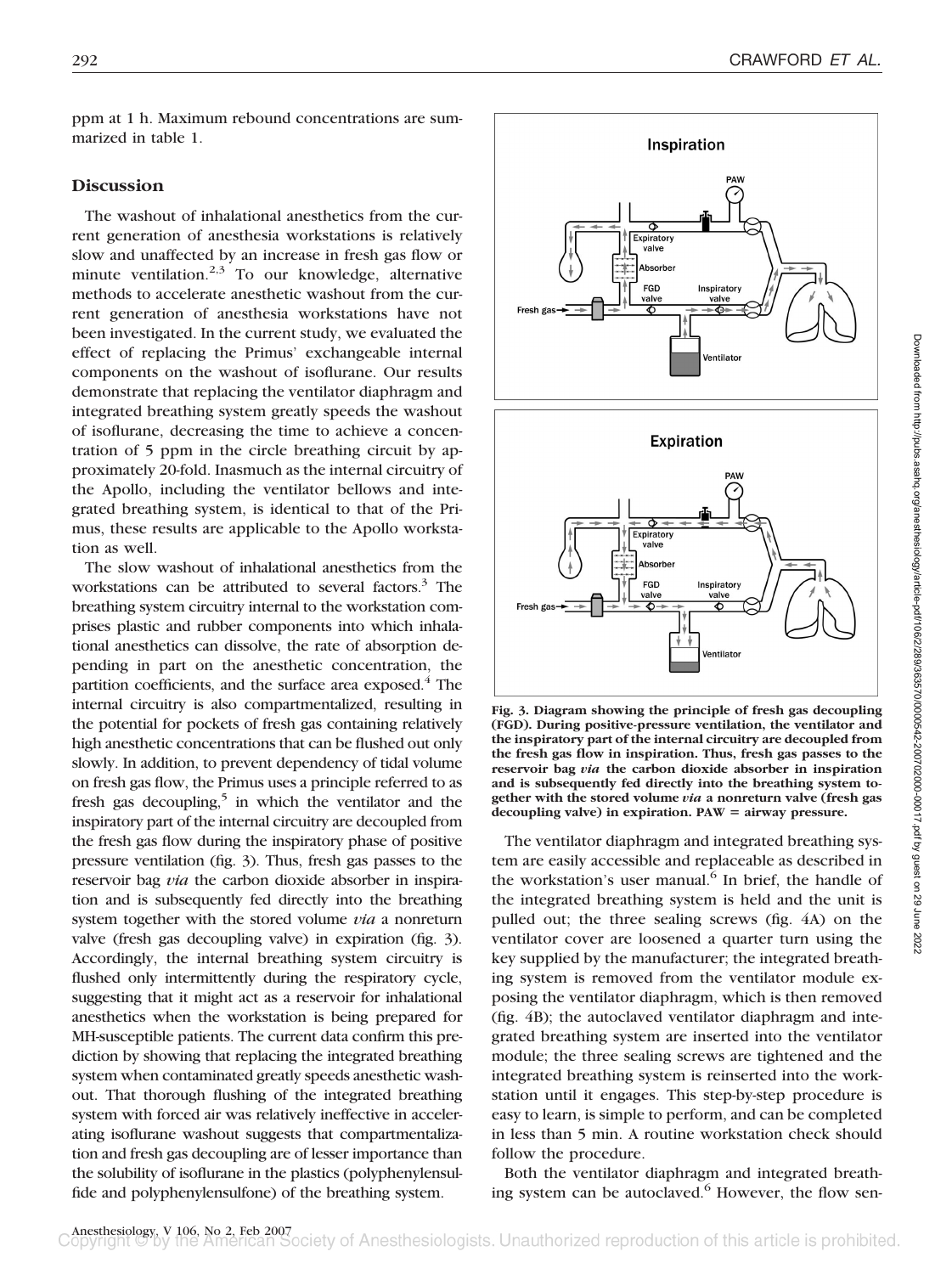ppm at 1 h. Maximum rebound concentrations are summarized in table 1.

## Discussion

The washout of inhalational anesthetics from the current generation of anesthesia workstations is relatively slow and unaffected by an increase in fresh gas flow or minute ventilation.[2,3] To our knowledge, alternative methods to accelerate anesthetic washout from the current generation of anesthesia workstations have not been investigated. In the current study, we evaluated the effect of replacing the Primus' exchangeable internal components on the washout of isoflurane. Our results demonstrate that replacing the ventilator diaphragm and integrated breathing system greatly speeds the washout of isoflurane, decreasing the time to achieve a concentration of 5 ppm in the circle breathing circuit by approximately 20-fold. Inasmuch as the internal circuitry of the Apollo, including the ventilator bellows and integrated breathing system, is identical to that of the Primus, these results are applicable to the Apollo workstation as well.

The slow washout of inhalational anesthetics from the workstations can be attributed to several factors.[3] The breathing system circuitry internal to the workstation comprises plastic and rubber components into which inhalational anesthetics can dissolve, the rate of absorption depending in part on the anesthetic concentration, the partition coefficients, and the surface area exposed.[4] The internal circuitry is also compartmentalized, resulting in the potential for pockets of fresh gas containing relatively high anesthetic concentrations that can be flushed out only slowly. In addition, to prevent dependency of tidal volume on fresh gas flow, the Primus uses a principle referred to as fresh gas decoupling,[5] in which the ventilator and the inspiratory part of the internal circuitry are decoupled from the fresh gas flow during the inspiratory phase of positive pressure ventilation (fig. 3). Thus, fresh gas passes to the reservoir bag *via* the carbon dioxide absorber in inspiration and is subsequently fed directly into the breathing system together with the stored volume *via* a nonreturn valve (fresh gas decoupling valve) in expiration (fig. 3). Accordingly, the internal breathing system circuitry is flushed only intermittently during the respiratory cycle, suggesting that it might act as a reservoir for inhalational anesthetics when the workstation is being prepared for MH-susceptible patients. The current data confirm this prediction by showing that replacing the integrated breathing system when contaminated greatly speeds anesthetic washout. That thorough flushing of the integrated breathing system with forced air was relatively ineffective in accelerating isoflurane washout suggests that compartmentalization and fresh gas decoupling are of lesser importance than the solubility of isoflurane in the plastics (polyphenylensulfide and polyphenylensulfone) of the breathing system.

**Fig. 3. Diagram showing the principle of fresh gas decoupling (FGD). During positive-pressure ventilation, the ventilator and the inspiratory part of the internal circuitry are decoupled from the fresh gas flow in inspiration. Thus, fresh gas passes to the reservoir bag *via* the carbon dioxide absorber in inspiration and is subsequently fed directly into the breathing system together with the stored volume *via* a nonreturn valve (fresh gas decoupling valve) in expiration. PAW = airway pressure.**

The ventilator diaphragm and integrated breathing system are easily accessible and replaceable as described in the workstation's user manual.[6] In brief, the handle of the integrated breathing system is held and the unit is pulled out; the three sealing screws (fig. 4A) on the ventilator cover are loosened a quarter turn using the key supplied by the manufacturer; the integrated breathing system is removed from the ventilator module exposing the ventilator diaphragm, which is then removed (fig. 4B); the autoclaved ventilator diaphragm and integrated breathing system are inserted into the ventilator module; the three sealing screws are tightened and the integrated breathing system is reinserted into the workstation until it engages. This step-by-step procedure is easy to learn, is simple to perform, and can be completed in less than 5 min. A routine workstation check should follow the procedure.

Both the ventilator diaphragm and integrated breathing system can be autoclaved.[6] However, the flow sen-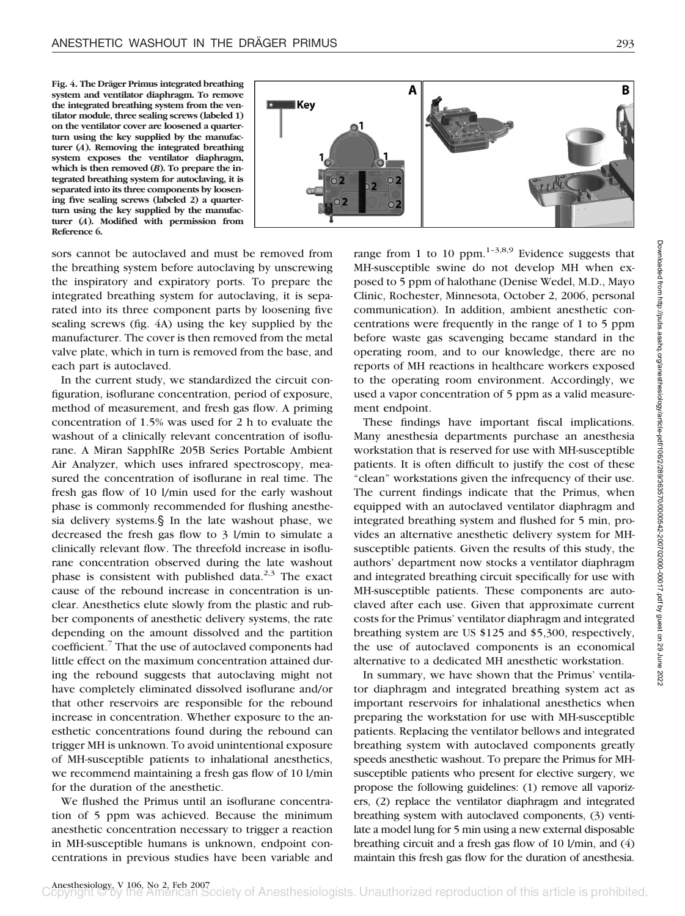Fig. 4. The Dräger Primus integrated breathing system and ventilator diaphragm. To remove the integrated breathing system from the ventilator module, three sealing screws (labeled 1) on the ventilator cover are loosened a quarter-turn using the key supplied by the manufacturer (*A*). Removing the integrated breathing system exposes the ventilator diaphragm, which is then removed (*B*). To prepare the integrated breathing system for autoclaving, it is separated into its three components by loosening five sealing screws (labeled 2) a quarter-turn using the key supplied by the manufacturer (*A*). Modified with permission from Reference 6.

sors cannot be autoclaved and must be removed from the breathing system before autoclaving by unscrewing the inspiratory and expiratory ports. To prepare the integrated breathing system for autoclaving, it is separated into its three component parts by loosening five sealing screws (fig. 4A) using the key supplied by the manufacturer. The cover is then removed from the metal valve plate, which in turn is removed from the base, and each part is autoclaved.

In the current study, we standardized the circuit configuration, isoflurane concentration, period of exposure, method of measurement, and fresh gas flow. A priming concentration of 1.5% was used for 2 h to evaluate the washout of a clinically relevant concentration of isoflurane. A Miran SapphIRe 205B Series Portable Ambient Air Analyzer, which uses infrared spectroscopy, measured the concentration of isoflurane in real time. The fresh gas flow of 10 l/min used for the early washout phase is commonly recommended for flushing anesthesia delivery systems.§ In the late washout phase, we decreased the fresh gas flow to 3 l/min to simulate a clinically relevant flow. The threefold increase in isoflurane concentration observed during the late washout phase is consistent with published data.[2,3] The exact cause of the rebound increase in concentration is unclear. Anesthetics elute slowly from the plastic and rubber components of anesthetic delivery systems, the rate depending on the amount dissolved and the partition coefficient.[7] That the use of autoclaved components had little effect on the maximum concentration attained during the rebound suggests that autoclaving might not have completely eliminated dissolved isoflurane and/or that other reservoirs are responsible for the rebound increase in concentration. Whether exposure to the anesthetic concentrations found during the rebound can trigger MH is unknown. To avoid unintentional exposure of MH-susceptible patients to inhalational anesthetics, we recommend maintaining a fresh gas flow of 10 l/min for the duration of the anesthetic.

We flushed the Primus until an isoflurane concentration of 5 ppm was achieved. Because the minimum anesthetic concentration necessary to trigger a reaction in MH-susceptible humans is unknown, endpoint concentrations in previous studies have been variable and range from 1 to 10 ppm.[1–3,8,9] Evidence suggests that MH-susceptible swine do not develop MH when exposed to 5 ppm of halothane (Denise Wedel, M.D., Mayo Clinic, Rochester, Minnesota, October 2, 2006, personal communication). In addition, ambient anesthetic concentrations were frequently in the range of 1 to 5 ppm before waste gas scavenging became standard in the operating room, and to our knowledge, there are no reports of MH reactions in healthcare workers exposed to the operating room environment. Accordingly, we used a vapor concentration of 5 ppm as a valid measurement endpoint.

These findings have important fiscal implications. Many anesthesia departments purchase an anesthesia workstation that is reserved for use with MH-susceptible patients. It is often difficult to justify the cost of these "clean" workstations given the infrequency of their use. The current findings indicate that the Primus, when equipped with an autoclaved ventilator diaphragm and integrated breathing system and flushed for 5 min, provides an alternative anesthetic delivery system for MH-susceptible patients. Given the results of this study, the authors' department now stocks a ventilator diaphragm and integrated breathing circuit specifically for use with MH-susceptible patients. These components are autoclaved after each use. Given that approximate current costs for the Primus' ventilator diaphragm and integrated breathing system are US $125 and $5,300, respectively, the use of autoclaved components is an economical alternative to a dedicated MH anesthetic workstation.

In summary, we have shown that the Primus' ventilator diaphragm and integrated breathing system act as important reservoirs for inhalational anesthetics when preparing the workstation for use with MH-susceptible patients. Replacing the ventilator bellows and integrated breathing system with autoclaved components greatly speeds anesthetic washout. To prepare the Primus for MH-susceptible patients who present for elective surgery, we propose the following guidelines: (1) remove all vaporizers, (2) replace the ventilator diaphragm and integrated breathing system with autoclaved components, (3) ventilate a model lung for 5 min using a new external disposable breathing circuit and a fresh gas flow of 10 l/min, and (4) maintain this fresh gas flow for the duration of anesthesia.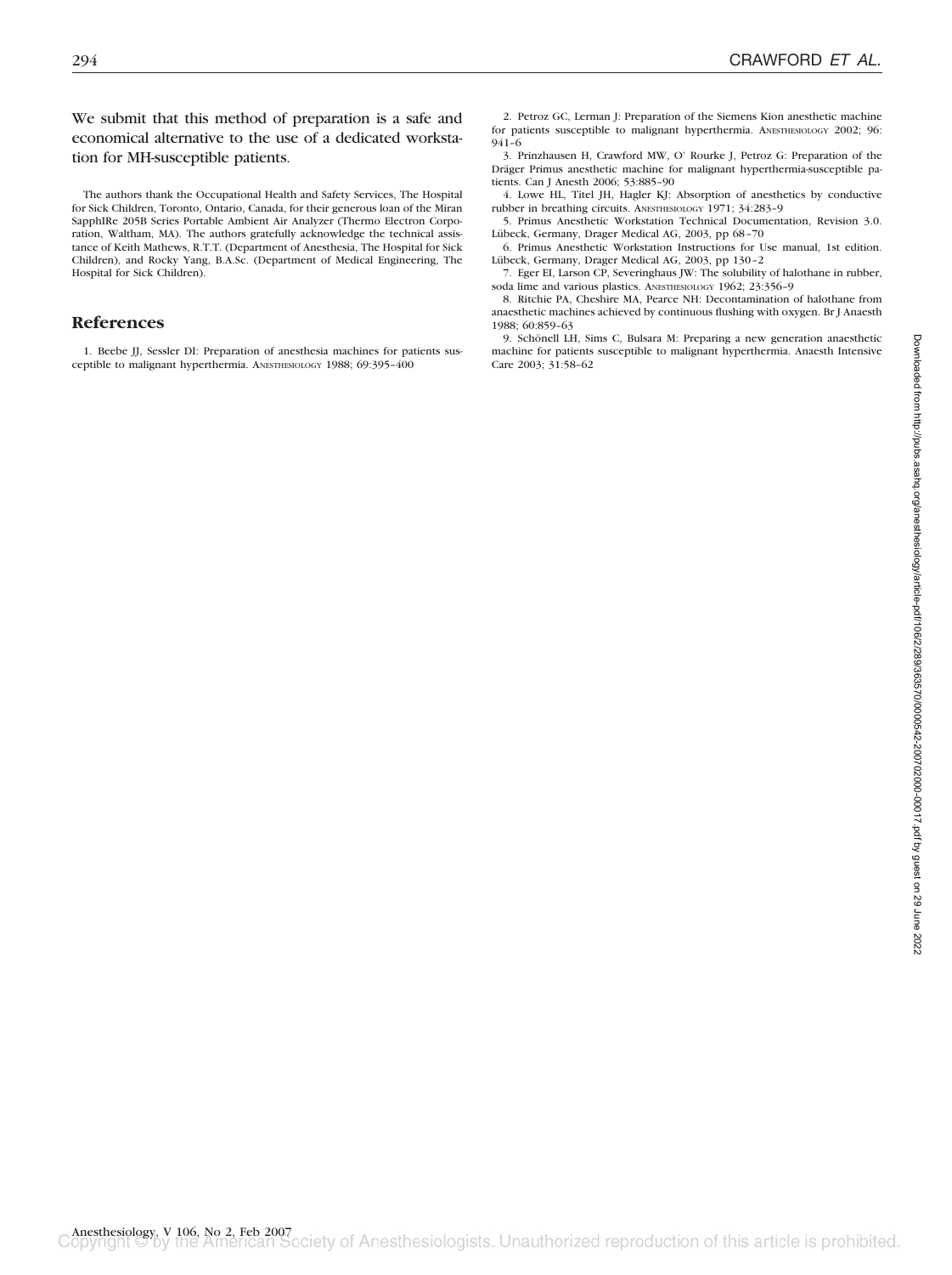We submit that this method of preparation is a safe and economical alternative to the use of a dedicated workstation for MH-susceptible patients.

The authors thank the Occupational Health and Safety Services, The Hospital for Sick Children, Toronto, Ontario, Canada, for their generous loan of the Miran SapphIRe 205B Series Portable Ambient Air Analyzer (Thermo Electron Corporation, Waltham, MA). The authors gratefully acknowledge the technical assistance of Keith Mathews, R.T.T. (Department of Anesthesia, The Hospital for Sick Children), and Rocky Yang, B.A.Sc. (Department of Medical Engineering, The Hospital for Sick Children).

## References

1. Beebe JJ, Sessler DI: Preparation of anesthesia machines for patients susceptible to malignant hyperthermia. ANESTHESIOLOGY 1988; 69:395–400
2. Petroz GC, Lerman J: Preparation of the Siemens Kion anesthetic machine for patients susceptible to malignant hyperthermia. ANESTHESIOLOGY 2002; 96:941–6
3. Prinzhausen H, Crawford MW, O' Rourke J, Petroz G: Preparation of the Dräger Primus anesthetic machine for malignant hyperthermia-susceptible patients. Can J Anesth 2006; 53:885–90
4. Lowe HL, Titel JH, Hagler KJ: Absorption of anesthetics by conductive rubber in breathing circuits. ANESTHESIOLOGY 1971; 34:283–9
5. Primus Anesthetic Workstation Technical Documentation, Revision 3.0. Lübeck, Germany, Drager Medical AG, 2003, pp 68–70
6. Primus Anesthetic Workstation Instructions for Use manual, 1st edition. Lübeck, Germany, Drager Medical AG, 2003, pp 130–2
7. Eger EI, Larson CP, Severinghaus JW: The solubility of halothane in rubber, soda lime and various plastics. ANESTHESIOLOGY 1962; 23:356–9
8. Ritchie PA, Cheshire MA, Pearce NH: Decontamination of halothane from anaesthetic machines achieved by continuous flushing with oxygen. Br J Anaesth 1988; 60:859–63
9. Schönell LH, Sims C, Bulsara M: Preparing a new generation anaesthetic machine for patients susceptible to malignant hyperthermia. Anaesth Intensive Care 2003; 31:58–62